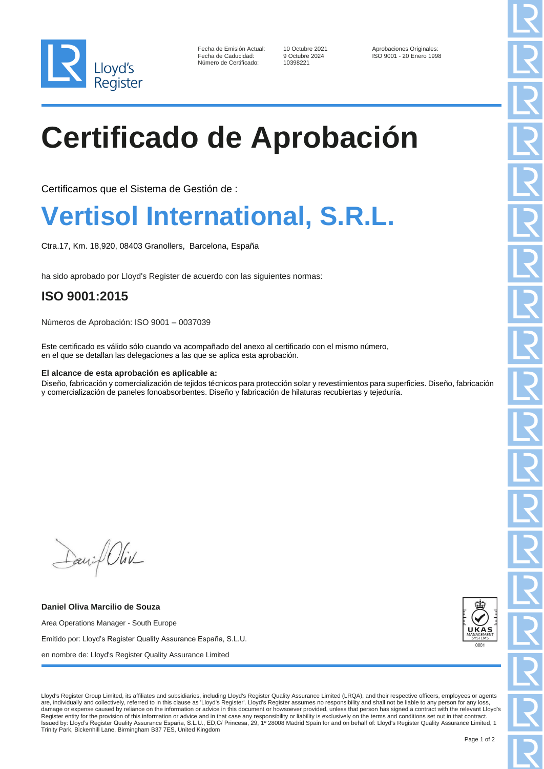Lloyd's Register

| | |
|---|---|
| Fecha de Emisión Actual: | 10 Octubre 2021 |
| Fecha de Caducidad: | 9 Octubre 2024 |
| Número de Certificado: | 10398221 |

Aprobaciones Originales:
ISO 9001 - 20 Enero 1998

# Certificado de Aprobación

Certificamos que el Sistema de Gestión de :

# Vertisol International, S.R.L.

Ctra.17, Km. 18,920, 08403 Granollers, Barcelona, España

ha sido aprobado por Lloyd's Register de acuerdo con las siguientes normas:

## ISO 9001:2015

Números de Aprobación: ISO 9001 – 0037039

Este certificado es válido sólo cuando va acompañado del anexo al certificado con el mismo número, en el que se detallan las delegaciones a las que se aplica esta aprobación.

**El alcance de esta aprobación es aplicable a:**
Diseño, fabricación y comercialización de tejidos técnicos para protección solar y revestimientos para superficies. Diseño, fabricación y comercialización de paneles fonoabsorbentes. Diseño y fabricación de hilaturas recubiertas y tejeduría.

**Daniel Oliva Marcilio de Souza**

Area Operations Manager - South Europe

Emitido por: Lloyd's Register Quality Assurance España, S.L.U.

en nombre de: Lloyd's Register Quality Assurance Limited

UKAS MANAGEMENT SYSTEMS 0001

Lloyd's Register Group Limited, its affiliates and subsidiaries, including Lloyd's Register Quality Assurance Limited (LRQA), and their respective officers, employees or agents are, individually and collectively, referred to in this clause as 'Lloyd's Register'. Lloyd's Register assumes no responsibility and shall not be liable to any person for any loss, damage or expense caused by reliance on the information or advice in this document or howsoever provided, unless that person has signed a contract with the relevant Lloyd's Register entity for the provision of this information or advice and in that case any responsibility or liability is exclusively on the terms and conditions set out in that contract.
Issued by: Lloyd's Register Quality Assurance España, S.L.U., ED,C/ Princesa, 29, 1º 28008 Madrid Spain for and on behalf of: Lloyd's Register Quality Assurance Limited, 1 Trinity Park, Bickenhill Lane, Birmingham B37 7ES, United Kingdom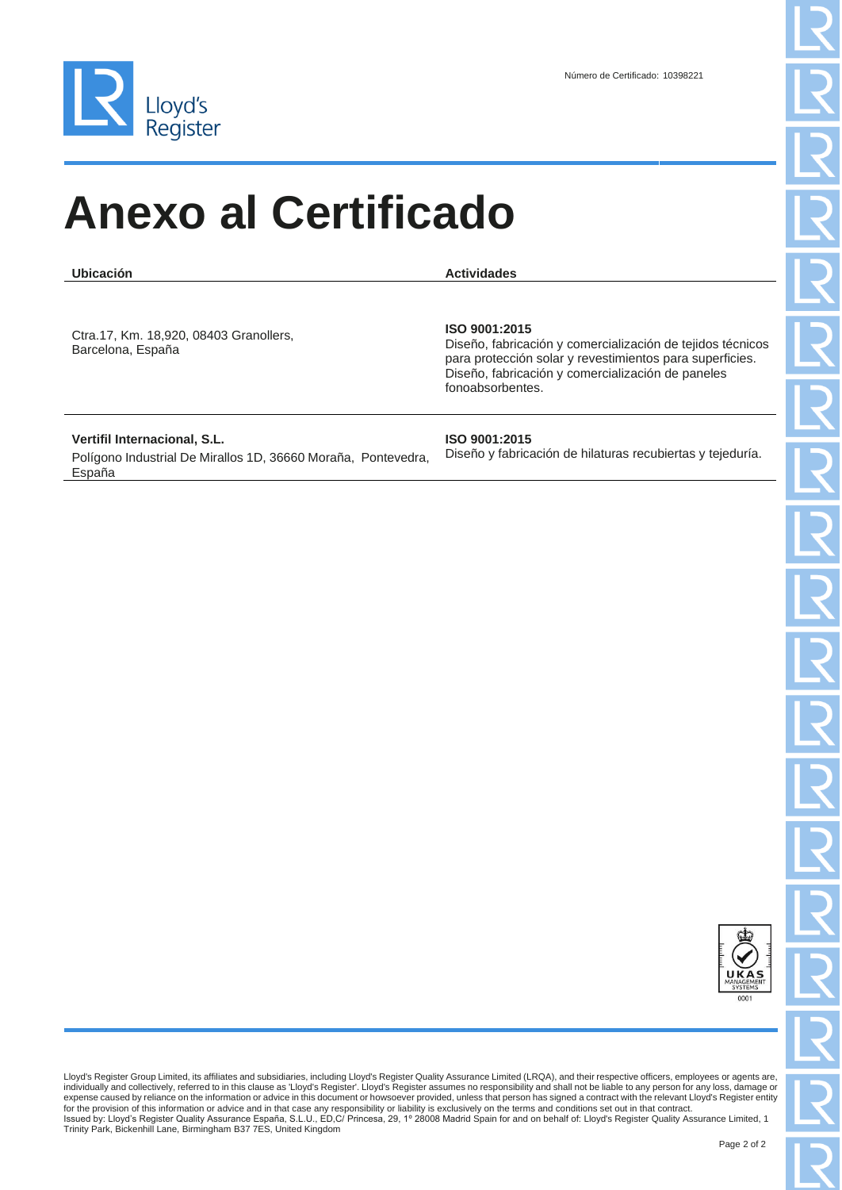Número de Certificado: 10398221

# Anexo al Certificado

| Ubicación | Actividades |
| --- | --- |
| Ctra.17, Km. 18,920, 08403 Granollers, Barcelona, España | **ISO 9001:2015** Diseño, fabricación y comercialización de tejidos técnicos para protección solar y revestimientos para superficies. Diseño, fabricación y comercialización de paneles fonoabsorbentes. |
| **Vertifil Internacional, S.L.** Polígono Industrial De Mirallos 1D, 36660 Moraña, Pontevedra, España | **ISO 9001:2015** Diseño y fabricación de hilaturas recubiertas y tejeduría. |

UKAS MANAGEMENT SYSTEMS 0001

Lloyd's Register Group Limited, its affiliates and subsidiaries, including Lloyd's Register Quality Assurance Limited (LRQA), and their respective officers, employees or agents are, individually and collectively, referred to in this clause as 'Lloyd's Register'. Lloyd's Register assumes no responsibility and shall not be liable to any person for any loss, damage or expense caused by reliance on the information or advice in this document or howsoever provided, unless that person has signed a contract with the relevant Lloyd's Register entity for the provision of this information or advice and in that case any responsibility or liability is exclusively on the terms and conditions set out in that contract.
Issued by: Lloyd's Register Quality Assurance España, S.L.U., ED,C/ Princesa, 29, 1º 28008 Madrid Spain for and on behalf of: Lloyd's Register Quality Assurance Limited, 1 Trinity Park, Bickenhill Lane, Birmingham B37 7ES, United Kingdom